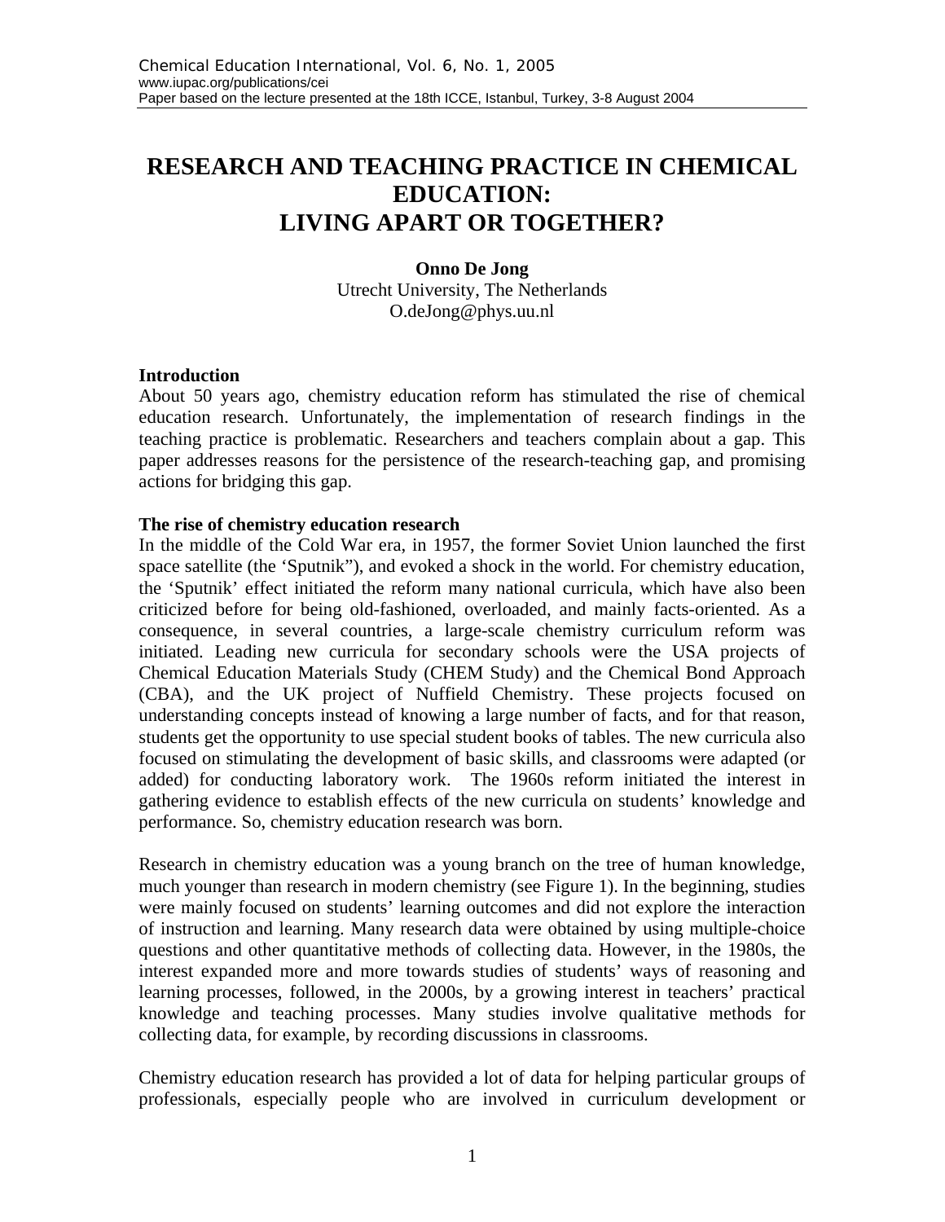# RESEARCH AND TEACHING PRACTICE IN CHEMICAL EDUCATION: LIVING APART OR TOGETHER?

**Onno De Jong**
Utrecht University, The Netherlands
O.deJong@phys.uu.nl

## Introduction

About 50 years ago, chemistry education reform has stimulated the rise of chemical education research. Unfortunately, the implementation of research findings in the teaching practice is problematic. Researchers and teachers complain about a gap. This paper addresses reasons for the persistence of the research-teaching gap, and promising actions for bridging this gap.

## The rise of chemistry education research

In the middle of the Cold War era, in 1957, the former Soviet Union launched the first space satellite (the 'Sputnik"), and evoked a shock in the world. For chemistry education, the 'Sputnik' effect initiated the reform many national curricula, which have also been criticized before for being old-fashioned, overloaded, and mainly facts-oriented. As a consequence, in several countries, a large-scale chemistry curriculum reform was initiated. Leading new curricula for secondary schools were the USA projects of Chemical Education Materials Study (CHEM Study) and the Chemical Bond Approach (CBA), and the UK project of Nuffield Chemistry. These projects focused on understanding concepts instead of knowing a large number of facts, and for that reason, students get the opportunity to use special student books of tables. The new curricula also focused on stimulating the development of basic skills, and classrooms were adapted (or added) for conducting laboratory work. The 1960s reform initiated the interest in gathering evidence to establish effects of the new curricula on students' knowledge and performance. So, chemistry education research was born.

Research in chemistry education was a young branch on the tree of human knowledge, much younger than research in modern chemistry (see Figure 1). In the beginning, studies were mainly focused on students' learning outcomes and did not explore the interaction of instruction and learning. Many research data were obtained by using multiple-choice questions and other quantitative methods of collecting data. However, in the 1980s, the interest expanded more and more towards studies of students' ways of reasoning and learning processes, followed, in the 2000s, by a growing interest in teachers' practical knowledge and teaching processes. Many studies involve qualitative methods for collecting data, for example, by recording discussions in classrooms.

Chemistry education research has provided a lot of data for helping particular groups of professionals, especially people who are involved in curriculum development or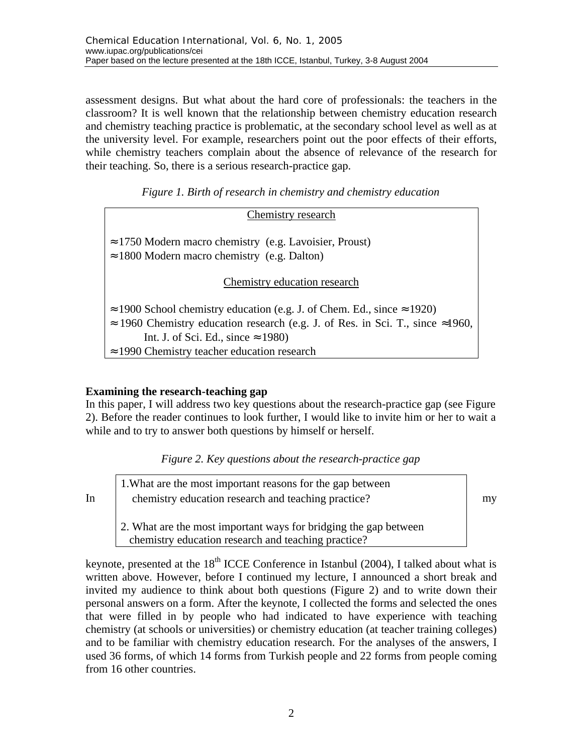assessment designs. But what about the hard core of professionals: the teachers in the classroom? It is well known that the relationship between chemistry education research and chemistry teaching practice is problematic, at the secondary school level as well as at the university level. For example, researchers point out the poor effects of their efforts, while chemistry teachers complain about the absence of relevance of the research for their teaching. So, there is a serious research-practice gap.

*Figure 1. Birth of research in chemistry and chemistry education*

Chemistry research

≈1750 Modern macro chemistry (e.g. Lavoisier, Proust)
≈1800 Modern macro chemistry (e.g. Dalton)

Chemistry education research

≈1900 School chemistry education (e.g. J. of Chem. Ed., since ≈1920)
≈1960 Chemistry education research (e.g. J. of Res. in Sci. T., since ≈1960, Int. J. of Sci. Ed., since ≈1980)
≈1990 Chemistry teacher education research

**Examining the research-teaching gap**

In this paper, I will address two key questions about the research-practice gap (see Figure 2). Before the reader continues to look further, I would like to invite him or her to wait a while and to try to answer both questions by himself or herself.

*Figure 2. Key questions about the research-practice gap*

1. What are the most important reasons for the gap between chemistry education research and teaching practice?

2. What are the most important ways for bridging the gap between chemistry education research and teaching practice?

In my keynote, presented at the 18th ICCE Conference in Istanbul (2004), I talked about what is written above. However, before I continued my lecture, I announced a short break and invited my audience to think about both questions (Figure 2) and to write down their personal answers on a form. After the keynote, I collected the forms and selected the ones that were filled in by people who had indicated to have experience with teaching chemistry (at schools or universities) or chemistry education (at teacher training colleges) and to be familiar with chemistry education research. For the analyses of the answers, I used 36 forms, of which 14 forms from Turkish people and 22 forms from people coming from 16 other countries.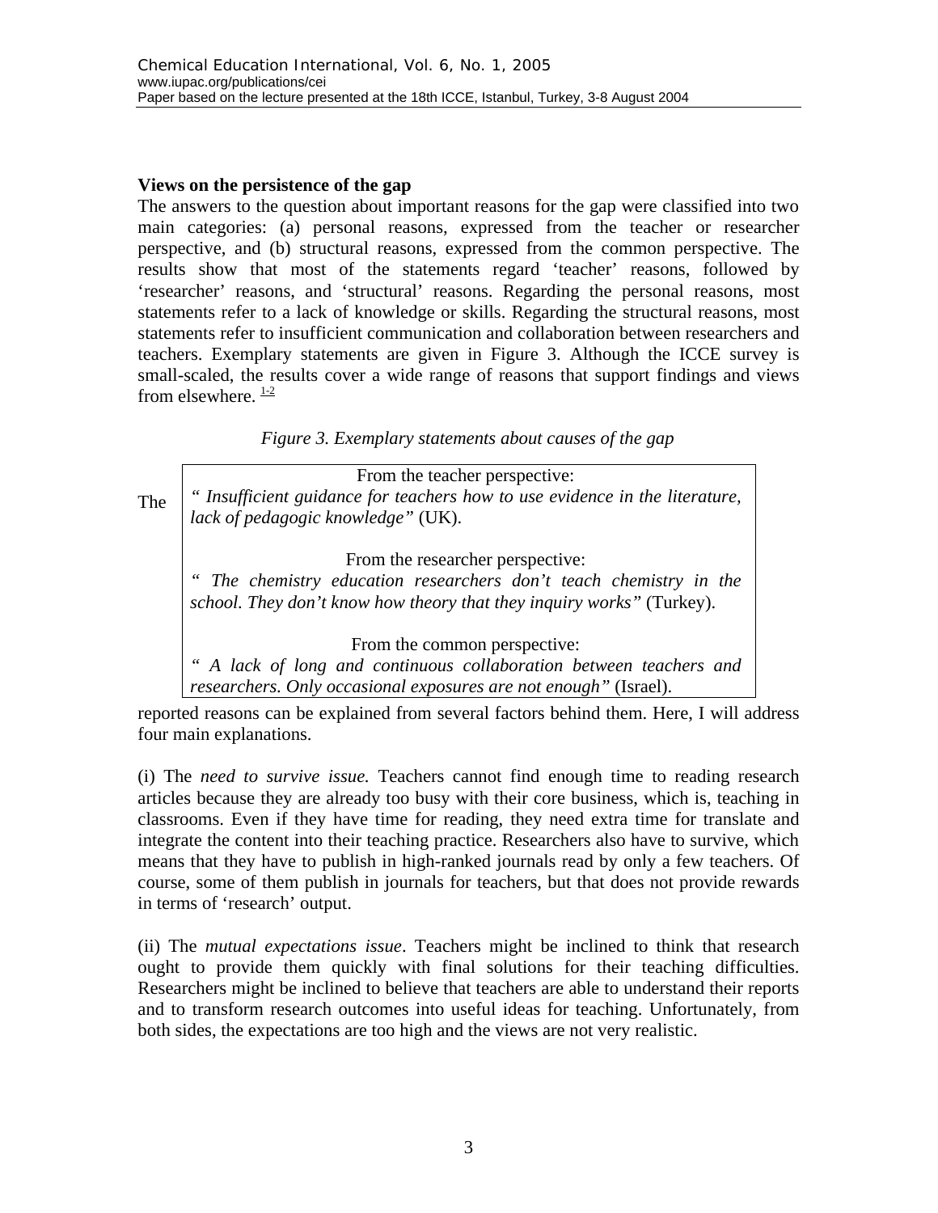**Views on the persistence of the gap**

The answers to the question about important reasons for the gap were classified into two main categories: (a) personal reasons, expressed from the teacher or researcher perspective, and (b) structural reasons, expressed from the common perspective. The results show that most of the statements regard 'teacher' reasons, followed by 'researcher' reasons, and 'structural' reasons. Regarding the personal reasons, most statements refer to a lack of knowledge or skills. Regarding the structural reasons, most statements refer to insufficient communication and collaboration between researchers and teachers. Exemplary statements are given in Figure 3. Although the ICCE survey is small-scaled, the results cover a wide range of reasons that support findings and views from elsewhere. [1-2]

*Figure 3. Exemplary statements about causes of the gap*

> From the teacher perspective:
>
> *" Insufficient guidance for teachers how to use evidence in the literature, lack of pedagogic knowledge"* (UK).
>
> From the researcher perspective:
>
> *" The chemistry education researchers don't teach chemistry in the school. They don't know how theory that they inquiry works"* (Turkey).
>
> From the common perspective:
>
> *" A lack of long and continuous collaboration between teachers and researchers. Only occasional exposures are not enough"* (Israel).

The reported reasons can be explained from several factors behind them. Here, I will address four main explanations.

(i) The *need to survive issue.* Teachers cannot find enough time to reading research articles because they are already too busy with their core business, which is, teaching in classrooms. Even if they have time for reading, they need extra time for translate and integrate the content into their teaching practice. Researchers also have to survive, which means that they have to publish in high-ranked journals read by only a few teachers. Of course, some of them publish in journals for teachers, but that does not provide rewards in terms of 'research' output.

(ii) The *mutual expectations issue*. Teachers might be inclined to think that research ought to provide them quickly with final solutions for their teaching difficulties. Researchers might be inclined to believe that teachers are able to understand their reports and to transform research outcomes into useful ideas for teaching. Unfortunately, from both sides, the expectations are too high and the views are not very realistic.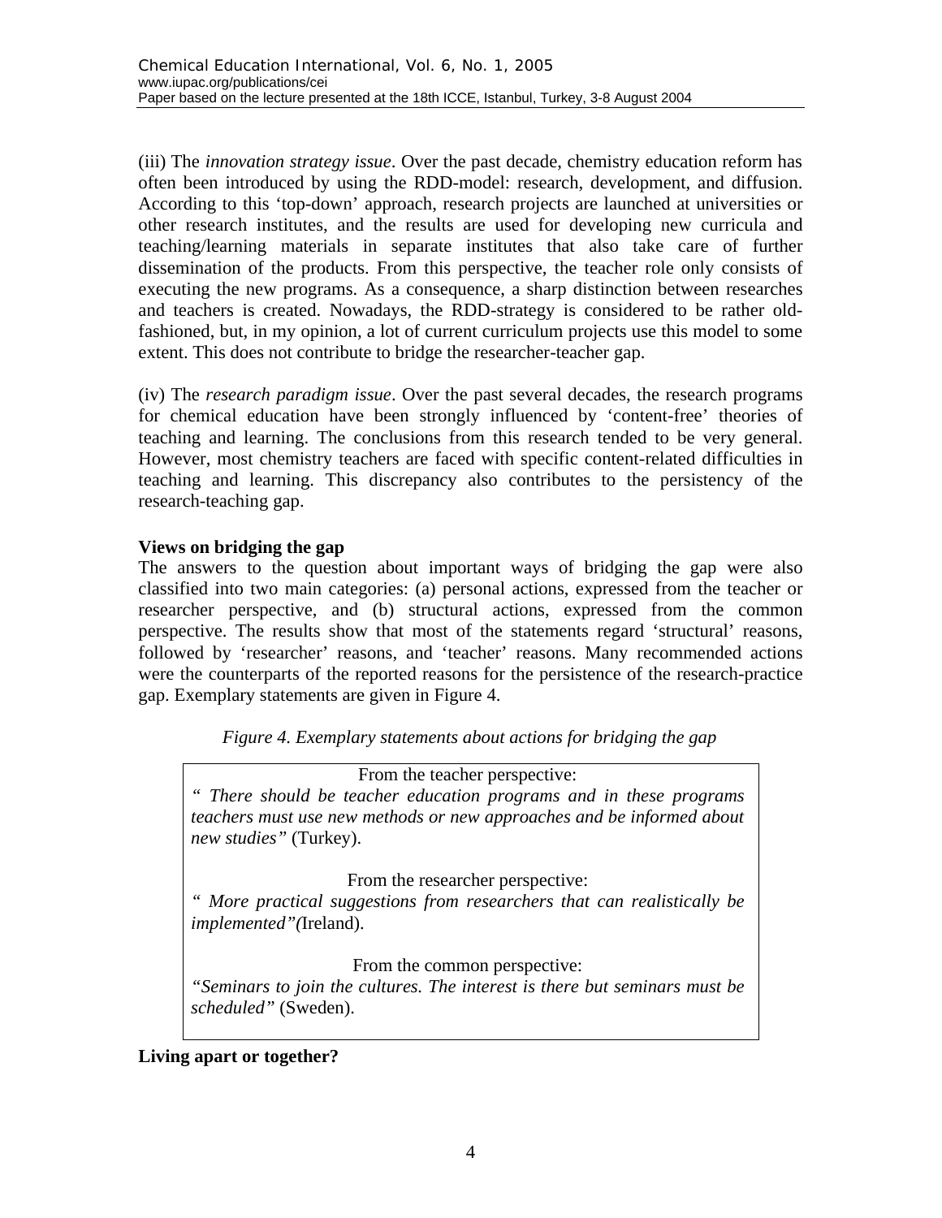(iii) The *innovation strategy issue*. Over the past decade, chemistry education reform has often been introduced by using the RDD-model: research, development, and diffusion. According to this 'top-down' approach, research projects are launched at universities or other research institutes, and the results are used for developing new curricula and teaching/learning materials in separate institutes that also take care of further dissemination of the products. From this perspective, the teacher role only consists of executing the new programs. As a consequence, a sharp distinction between researches and teachers is created. Nowadays, the RDD-strategy is considered to be rather old-fashioned, but, in my opinion, a lot of current curriculum projects use this model to some extent. This does not contribute to bridge the researcher-teacher gap.

(iv) The *research paradigm issue*. Over the past several decades, the research programs for chemical education have been strongly influenced by 'content-free' theories of teaching and learning. The conclusions from this research tended to be very general. However, most chemistry teachers are faced with specific content-related difficulties in teaching and learning. This discrepancy also contributes to the persistency of the research-teaching gap.

**Views on bridging the gap**

The answers to the question about important ways of bridging the gap were also classified into two main categories: (a) personal actions, expressed from the teacher or researcher perspective, and (b) structural actions, expressed from the common perspective. The results show that most of the statements regard 'structural' reasons, followed by 'researcher' reasons, and 'teacher' reasons. Many recommended actions were the counterparts of the reported reasons for the persistence of the research-practice gap. Exemplary statements are given in Figure 4.

*Figure 4. Exemplary statements about actions for bridging the gap*

From the teacher perspective:

*" There should be teacher education programs and in these programs teachers must use new methods or new approaches and be informed about new studies"* (Turkey).

From the researcher perspective:

*" More practical suggestions from researchers that can realistically be implemented"(*Ireland).

From the common perspective:

*"Seminars to join the cultures. The interest is there but seminars must be scheduled"* (Sweden).

**Living apart or together?**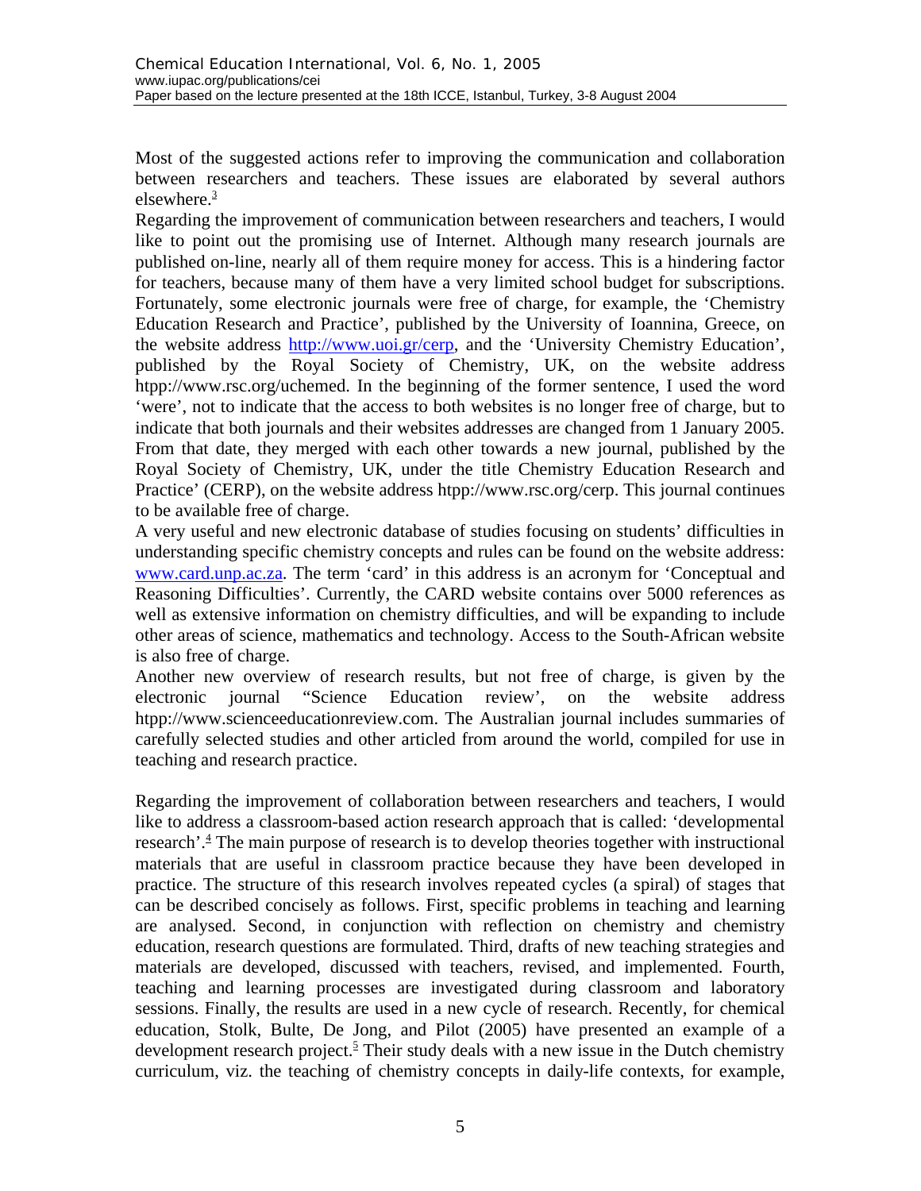Most of the suggested actions refer to improving the communication and collaboration between researchers and teachers. These issues are elaborated by several authors elsewhere.[3]

Regarding the improvement of communication between researchers and teachers, I would like to point out the promising use of Internet. Although many research journals are published on-line, nearly all of them require money for access. This is a hindering factor for teachers, because many of them have a very limited school budget for subscriptions. Fortunately, some electronic journals were free of charge, for example, the 'Chemistry Education Research and Practice', published by the University of Ioannina, Greece, on the website address http://www.uoi.gr/cerp, and the 'University Chemistry Education', published by the Royal Society of Chemistry, UK, on the website address htpp://www.rsc.org/uchemed. In the beginning of the former sentence, I used the word 'were', not to indicate that the access to both websites is no longer free of charge, but to indicate that both journals and their websites addresses are changed from 1 January 2005. From that date, they merged with each other towards a new journal, published by the Royal Society of Chemistry, UK, under the title Chemistry Education Research and Practice' (CERP), on the website address htpp://www.rsc.org/cerp. This journal continues to be available free of charge.

A very useful and new electronic database of studies focusing on students' difficulties in understanding specific chemistry concepts and rules can be found on the website address: www.card.unp.ac.za. The term 'card' in this address is an acronym for 'Conceptual and Reasoning Difficulties'. Currently, the CARD website contains over 5000 references as well as extensive information on chemistry difficulties, and will be expanding to include other areas of science, mathematics and technology. Access to the South-African website is also free of charge.

Another new overview of research results, but not free of charge, is given by the electronic journal "Science Education review", on the website address htpp://www.scienceeducationreview.com. The Australian journal includes summaries of carefully selected studies and other articled from around the world, compiled for use in teaching and research practice.

Regarding the improvement of collaboration between researchers and teachers, I would like to address a classroom-based action research approach that is called: 'developmental research'.[4] The main purpose of research is to develop theories together with instructional materials that are useful in classroom practice because they have been developed in practice. The structure of this research involves repeated cycles (a spiral) of stages that can be described concisely as follows. First, specific problems in teaching and learning are analysed. Second, in conjunction with reflection on chemistry and chemistry education, research questions are formulated. Third, drafts of new teaching strategies and materials are developed, discussed with teachers, revised, and implemented. Fourth, teaching and learning processes are investigated during classroom and laboratory sessions. Finally, the results are used in a new cycle of research. Recently, for chemical education, Stolk, Bulte, De Jong, and Pilot (2005) have presented an example of a development research project.[5] Their study deals with a new issue in the Dutch chemistry curriculum, viz. the teaching of chemistry concepts in daily-life contexts, for example,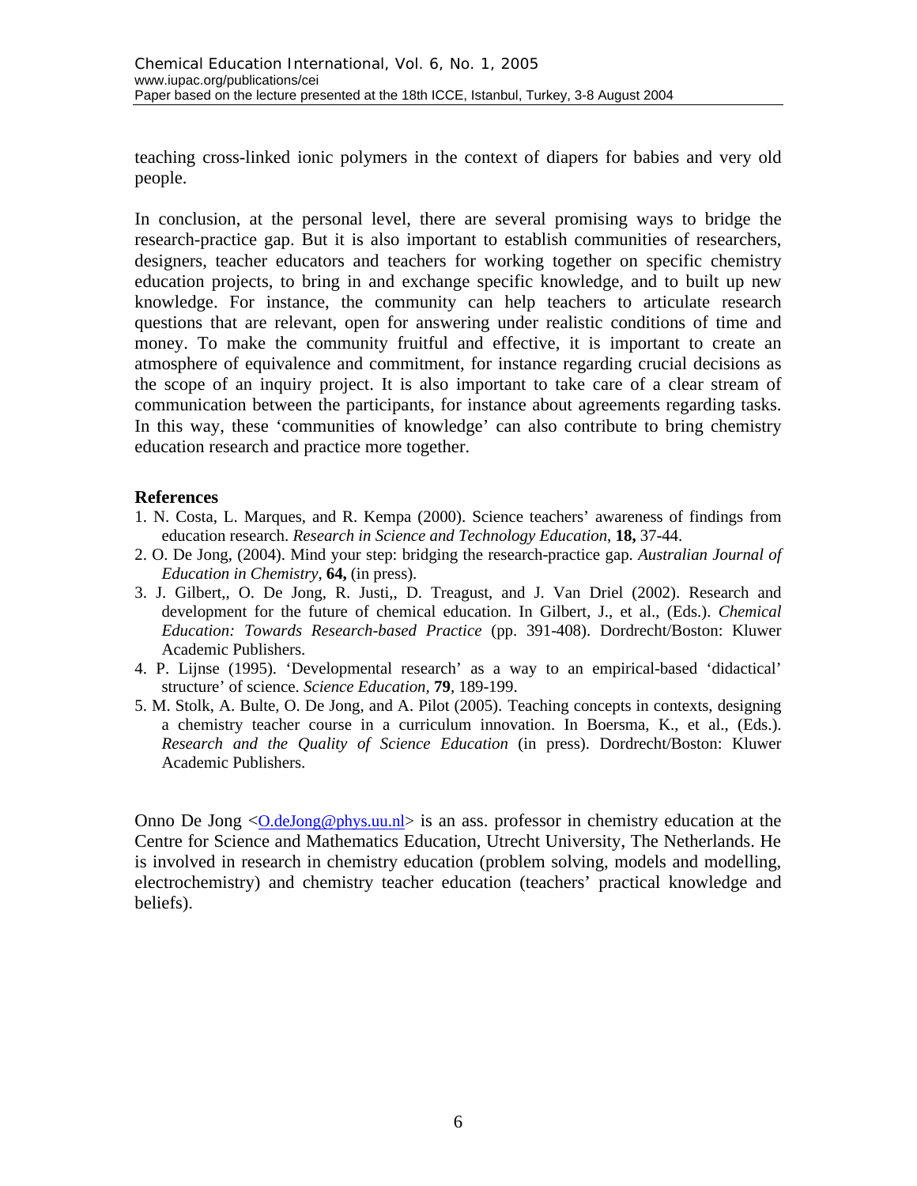teaching cross-linked ionic polymers in the context of diapers for babies and very old people.

In conclusion, at the personal level, there are several promising ways to bridge the research-practice gap. But it is also important to establish communities of researchers, designers, teacher educators and teachers for working together on specific chemistry education projects, to bring in and exchange specific knowledge, and to built up new knowledge. For instance, the community can help teachers to articulate research questions that are relevant, open for answering under realistic conditions of time and money. To make the community fruitful and effective, it is important to create an atmosphere of equivalence and commitment, for instance regarding crucial decisions as the scope of an inquiry project. It is also important to take care of a clear stream of communication between the participants, for instance about agreements regarding tasks. In this way, these 'communities of knowledge' can also contribute to bring chemistry education research and practice more together.

## References

1. N. Costa, L. Marques, and R. Kempa (2000). Science teachers' awareness of findings from education research. *Research in Science and Technology Education*, **18,** 37-44.
2. O. De Jong, (2004). Mind your step: bridging the research-practice gap. *Australian Journal of Education in Chemistry*, **64,** (in press).
3. J. Gilbert,, O. De Jong, R. Justi,, D. Treagust, and J. Van Driel (2002). Research and development for the future of chemical education. In Gilbert, J., et al., (Eds.). *Chemical Education: Towards Research-based Practice* (pp. 391-408). Dordrecht/Boston: Kluwer Academic Publishers.
4. P. Lijnse (1995). 'Developmental research' as a way to an empirical-based 'didactical' structure' of science. *Science Education*, **79**, 189-199.
5. M. Stolk, A. Bulte, O. De Jong, and A. Pilot (2005). Teaching concepts in contexts, designing a chemistry teacher course in a curriculum innovation. In Boersma, K., et al., (Eds.). *Research and the Quality of Science Education* (in press). Dordrecht/Boston: Kluwer Academic Publishers.

Onno De Jong <O.deJong@phys.uu.nl> is an ass. professor in chemistry education at the Centre for Science and Mathematics Education, Utrecht University, The Netherlands. He is involved in research in chemistry education (problem solving, models and modelling, electrochemistry) and chemistry teacher education (teachers' practical knowledge and beliefs).